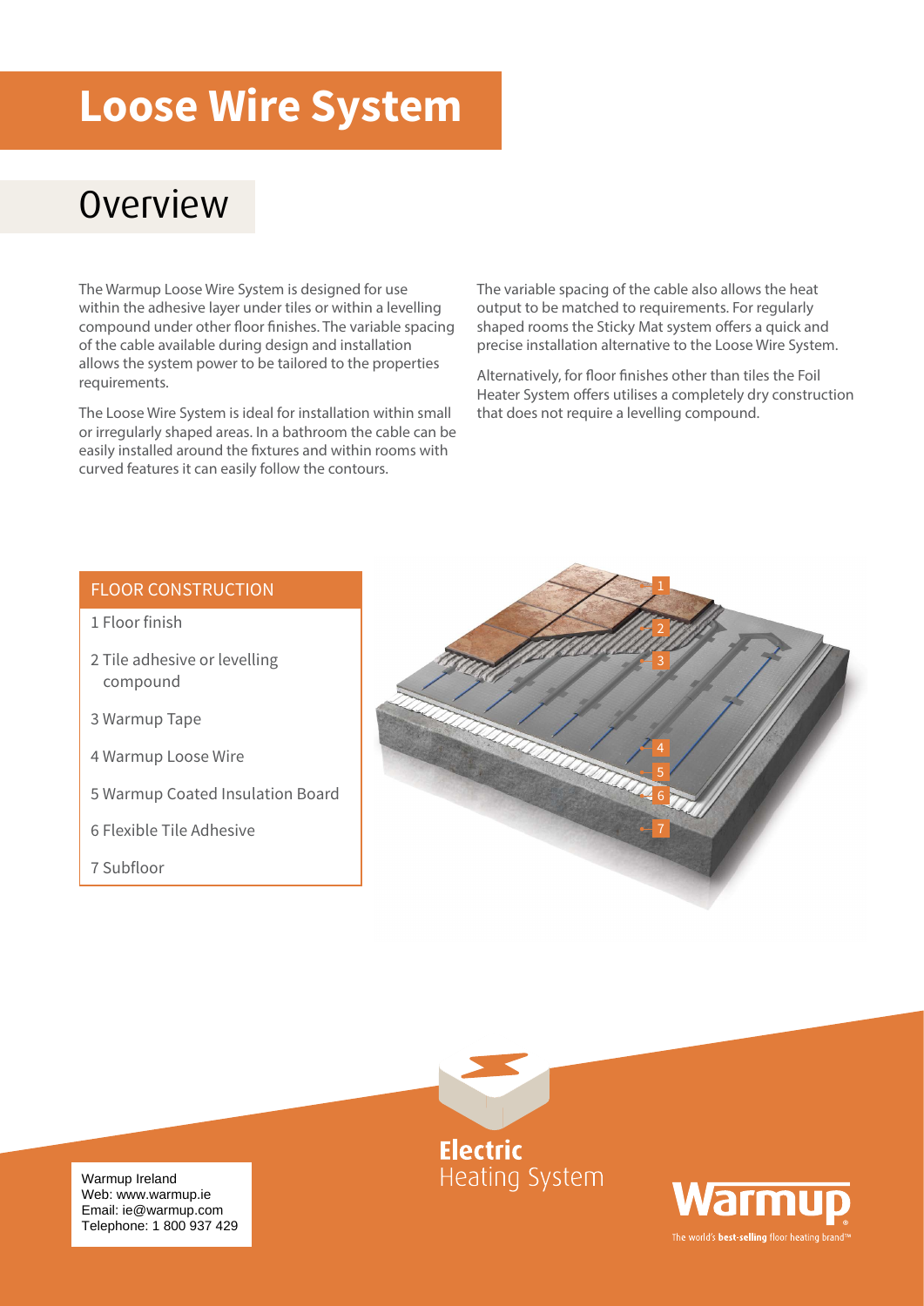# Loose Wire System

## Overview

The Warmup Loose Wire System is designed for use within the adhesive layer under tiles or within a levelling compound under other floor finishes. The variable spacing of the cable available during design and installation allows the system power to be tailored to the properties requirements.

The Loose Wire System is ideal for installation within small or irregularly shaped areas. In a bathroom the cable can be easily installed around the fixtures and within rooms with curved features it can easily follow the contours.

The variable spacing of the cable also allows the heat output to be matched to requirements. For regularly shaped rooms the Sticky Mat system offers a quick and precise installation alternative to the Loose Wire System.

Alternatively, for floor finishes other than tiles the Foil Heater System offers utilises a completely dry construction that does not require a levelling compound.

### FLOOR CONSTRUCTION

1 Floor finish

2 Tile adhesive or levelling compound

3 Warmup Tape

4 Warmup Loose Wire

5 Warmup Coated Insulation Board

6 Flexible Tile Adhesive

7 Subfloor

**Electric** Heating System

Warmup Ireland
Web: www.warmup.ie
Email: ie@warmup.com
Telephone: 1 800 937 429

Warmup

The world's **best-selling** floor heating brand™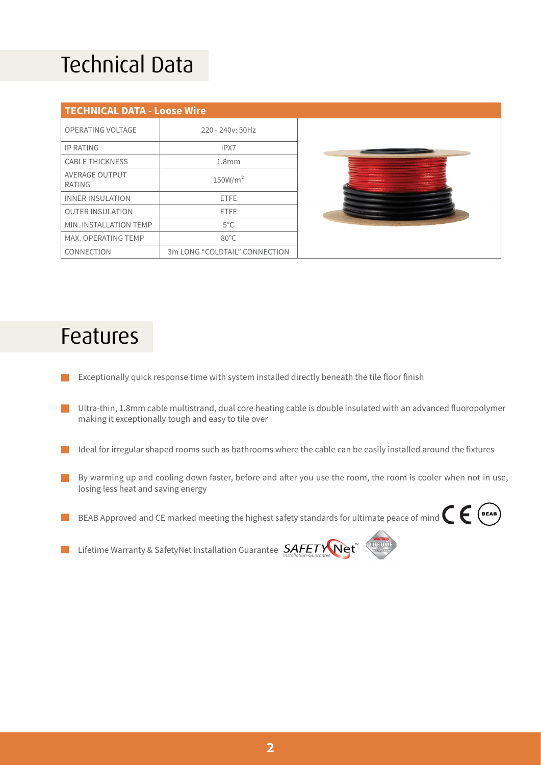# Technical Data

| TECHNICAL DATA - Loose Wire | |
|---|---|
| OPERATING VOLTAGE | 220 - 240v: 50Hz |
| IP RATING | IPX7 |
| CABLE THICKNESS | 1.8mm |
| AVERAGE OUTPUT RATING | 150W/m$^2$ |
| INNER INSULATION | ETFE |
| OUTER INSULATION | ETFE |
| MIN. INSTALLATION TEMP | 5°C |
| MAX. OPERATING TEMP | 80°C |
| CONNECTION | 3m LONG "COLDTAIL" CONNECTION |

# Features

- Exceptionally quick response time with system installed directly beneath the tile floor finish
- Ultra-thin, 1.8mm cable multistrand, dual core heating cable is double insulated with an advanced fluoropolymer making it exceptionally tough and easy to tile over
- Ideal for irregular shaped rooms such as bathrooms where the cable can be easily installed around the fixtures
- By warming up and cooling down faster, before and after you use the room, the room is cooler when not in use, losing less heat and saving energy
- BEAB Approved and CE marked meeting the highest safety standards for ultimate peace of mind
- Lifetime Warranty & SafetyNet Installation Guarantee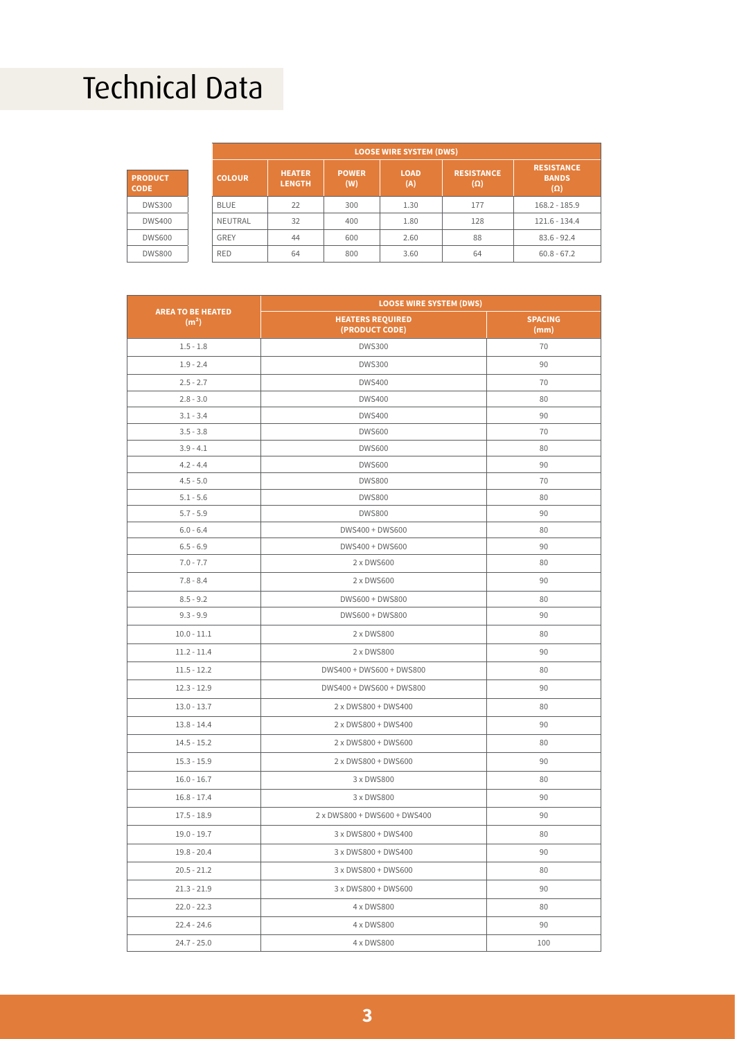# Technical Data

| PRODUCT CODE | LOOSE WIRE SYSTEM (DWS) | | | | | |
|---|---|---|---|---|---|---|
| | COLOUR | HEATER LENGTH | POWER (W) | LOAD (A) | RESISTANCE (Ω) | RESISTANCE BANDS (Ω) |
| DWS300 | BLUE | 22 | 300 | 1.30 | 177 | 168.2 - 185.9 |
| DWS400 | NEUTRAL | 32 | 400 | 1.80 | 128 | 121.6 - 134.4 |
| DWS600 | GREY | 44 | 600 | 2.60 | 88 | 83.6 - 92.4 |
| DWS800 | RED | 64 | 800 | 3.60 | 64 | 60.8 - 67.2 |

| AREA TO BE HEATED ($m^2$) | LOOSE WIRE SYSTEM (DWS) | |
|---|---|---|
| | HEATERS REQUIRED (PRODUCT CODE) | SPACING (mm) |
| 1.5 - 1.8 | DWS300 | 70 |
| 1.9 - 2.4 | DWS300 | 90 |
| 2.5 - 2.7 | DWS400 | 70 |
| 2.8 - 3.0 | DWS400 | 80 |
| 3.1 - 3.4 | DWS400 | 90 |
| 3.5 - 3.8 | DWS600 | 70 |
| 3.9 - 4.1 | DWS600 | 80 |
| 4.2 - 4.4 | DWS600 | 90 |
| 4.5 - 5.0 | DWS800 | 70 |
| 5.1 - 5.6 | DWS800 | 80 |
| 5.7 - 5.9 | DWS800 | 90 |
| 6.0 - 6.4 | DWS400 + DWS600 | 80 |
| 6.5 - 6.9 | DWS400 + DWS600 | 90 |
| 7.0 - 7.7 | 2 x DWS600 | 80 |
| 7.8 - 8.4 | 2 x DWS600 | 90 |
| 8.5 - 9.2 | DWS600 + DWS800 | 80 |
| 9.3 - 9.9 | DWS600 + DWS800 | 90 |
| 10.0 - 11.1 | 2 x DWS800 | 80 |
| 11.2 - 11.4 | 2 x DWS800 | 90 |
| 11.5 - 12.2 | DWS400 + DWS600 + DWS800 | 80 |
| 12.3 - 12.9 | DWS400 + DWS600 + DWS800 | 90 |
| 13.0 - 13.7 | 2 x DWS800 + DWS400 | 80 |
| 13.8 - 14.4 | 2 x DWS800 + DWS400 | 90 |
| 14.5 - 15.2 | 2 x DWS800 + DWS600 | 80 |
| 15.3 - 15.9 | 2 x DWS800 + DWS600 | 90 |
| 16.0 - 16.7 | 3 x DWS800 | 80 |
| 16.8 - 17.4 | 3 x DWS800 | 90 |
| 17.5 - 18.9 | 2 x DWS800 + DWS600 + DWS400 | 90 |
| 19.0 - 19.7 | 3 x DWS800 + DWS400 | 80 |
| 19.8 - 20.4 | 3 x DWS800 + DWS400 | 90 |
| 20.5 - 21.2 | 3 x DWS800 + DWS600 | 80 |
| 21.3 - 21.9 | 3 x DWS800 + DWS600 | 90 |
| 22.0 - 22.3 | 4 x DWS800 | 80 |
| 22.4 - 24.6 | 4 x DWS800 | 90 |
| 24.7 - 25.0 | 4 x DWS800 | 100 |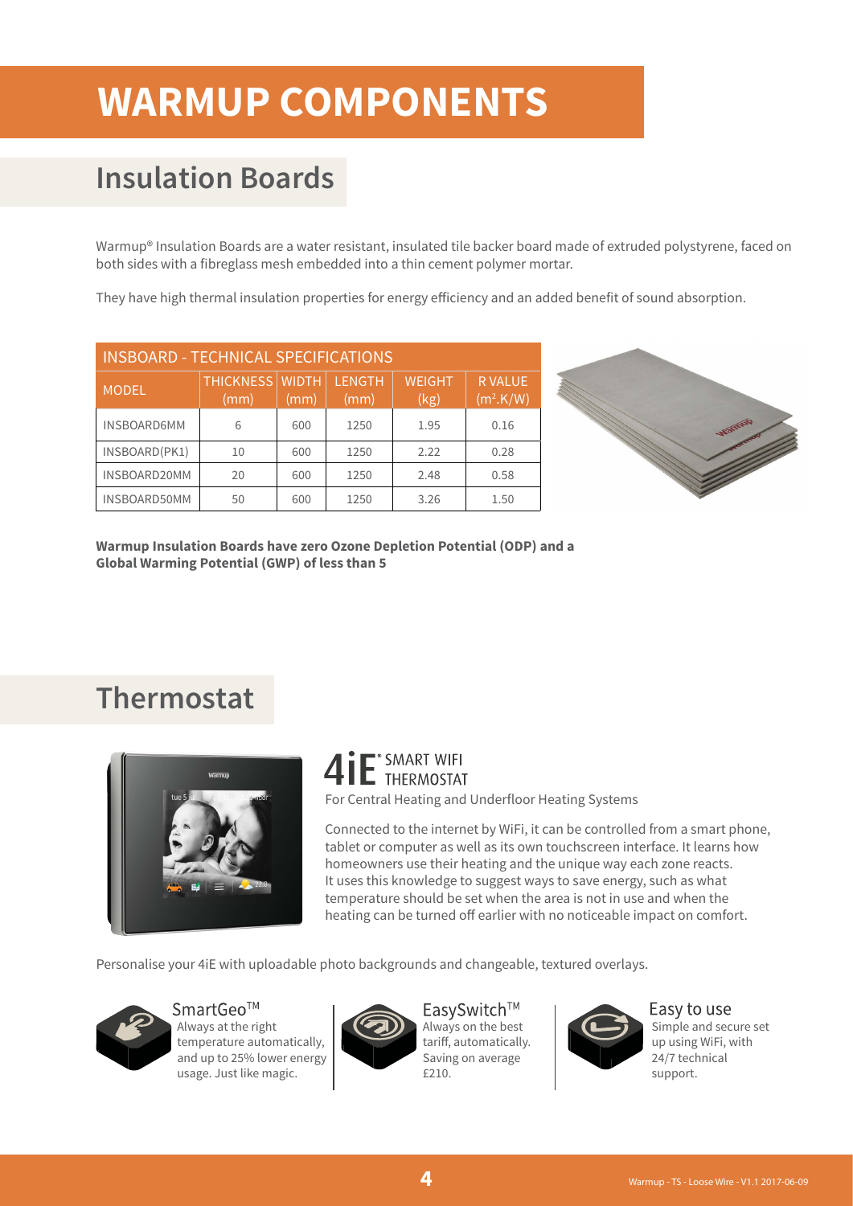# WARMUP COMPONENTS

## Insulation Boards

Warmup® Insulation Boards are a water resistant, insulated tile backer board made of extruded polystyrene, faced on both sides with a fibreglass mesh embedded into a thin cement polymer mortar.

They have high thermal insulation properties for energy efficiency and an added benefit of sound absorption.

| INSBOARD - TECHNICAL SPECIFICATIONS | | | | | |
|---|---|---|---|---|---|
| MODEL | THICKNESS (mm) | WIDTH (mm) | LENGTH (mm) | WEIGHT (kg) | R VALUE ($m^2$.K/W) |
| INSBOARD6MM | 6 | 600 | 1250 | 1.95 | 0.16 |
| INSBOARD(PK1) | 10 | 600 | 1250 | 2.22 | 0.28 |
| INSBOARD20MM | 20 | 600 | 1250 | 2.48 | 0.58 |
| INSBOARD50MM | 50 | 600 | 1250 | 3.26 | 1.50 |

**Warmup Insulation Boards have zero Ozone Depletion Potential (ODP) and a Global Warming Potential (GWP) of less than 5**

## Thermostat

### 4iE® SMART WIFI THERMOSTAT

For Central Heating and Underfloor Heating Systems

Connected to the internet by WiFi, it can be controlled from a smart phone, tablet or computer as well as its own touchscreen interface. It learns how homeowners use their heating and the unique way each zone reacts. It uses this knowledge to suggest ways to save energy, such as what temperature should be set when the area is not in use and when the heating can be turned off earlier with no noticeable impact on comfort.

Personalise your 4iE with uploadable photo backgrounds and changeable, textured overlays.

**SmartGeo™**
Always at the right temperature automatically, and up to 25% lower energy usage. Just like magic.

**EasySwitch™**
Always on the best tariff, automatically. Saving on average £210.

**Easy to use**
Simple and secure set up using WiFi, with 24/7 technical support.